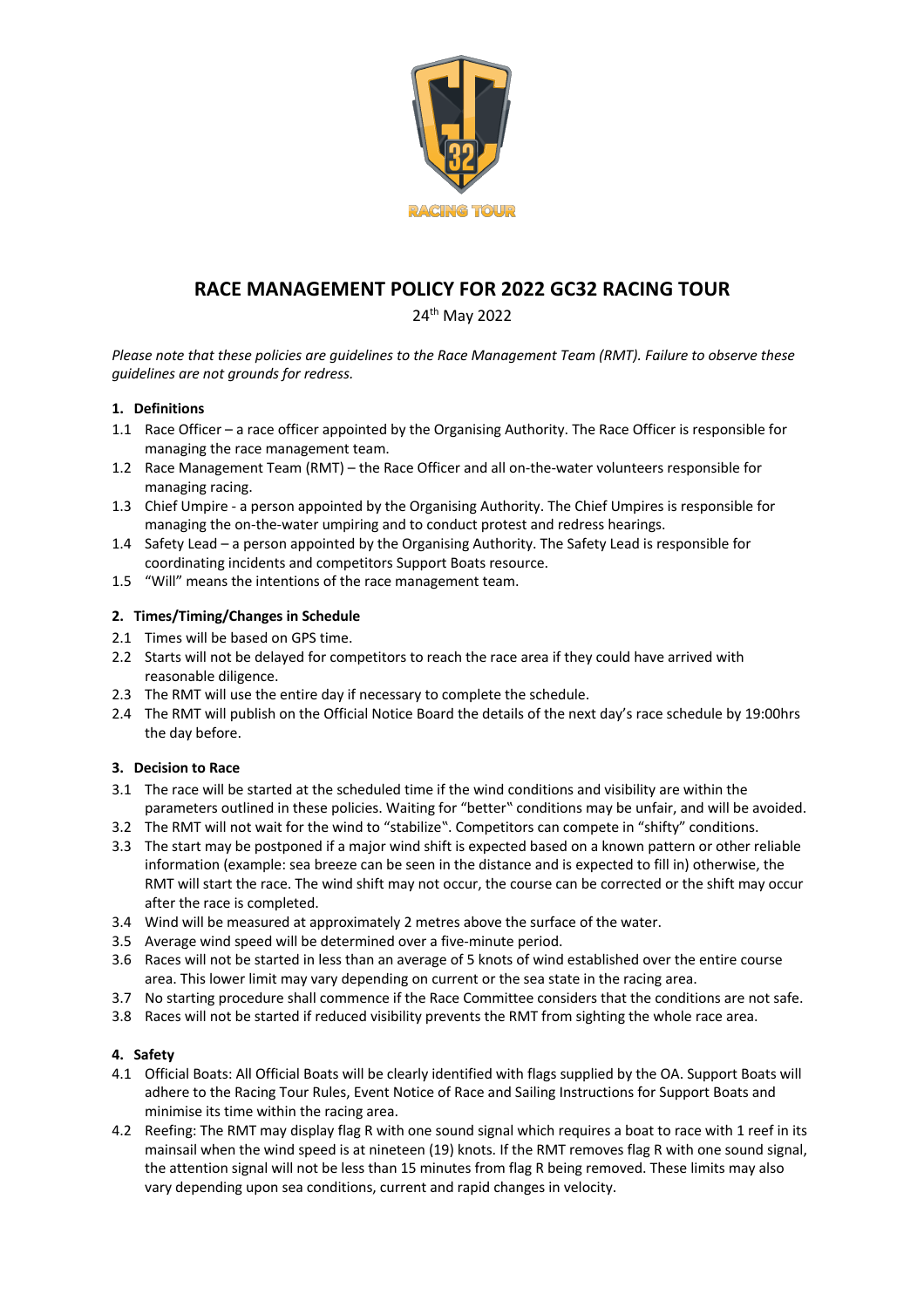# RACE MANAGEMENT POLICY FOR 2022 GC32 RACING TOUR

24th May 2022

*Please note that these policies are guidelines to the Race Management Team (RMT). Failure to observe these guidelines are not grounds for redress.*

## 1. Definitions

1.1 Race Officer – a race officer appointed by the Organising Authority. The Race Officer is responsible for managing the race management team.

1.2 Race Management Team (RMT) – the Race Officer and all on-the-water volunteers responsible for managing racing.

1.3 Chief Umpire - a person appointed by the Organising Authority. The Chief Umpires is responsible for managing the on-the-water umpiring and to conduct protest and redress hearings.

1.4 Safety Lead – a person appointed by the Organising Authority. The Safety Lead is responsible for coordinating incidents and competitors Support Boats resource.

1.5 "Will" means the intentions of the race management team.

## 2. Times/Timing/Changes in Schedule

2.1 Times will be based on GPS time.

2.2 Starts will not be delayed for competitors to reach the race area if they could have arrived with reasonable diligence.

2.3 The RMT will use the entire day if necessary to complete the schedule.

2.4 The RMT will publish on the Official Notice Board the details of the next day's race schedule by 19:00hrs the day before.

## 3. Decision to Race

3.1 The race will be started at the scheduled time if the wind conditions and visibility are within the parameters outlined in these policies. Waiting for "better" conditions may be unfair, and will be avoided.

3.2 The RMT will not wait for the wind to "stabilize". Competitors can compete in "shifty" conditions.

3.3 The start may be postponed if a major wind shift is expected based on a known pattern or other reliable information (example: sea breeze can be seen in the distance and is expected to fill in) otherwise, the RMT will start the race. The wind shift may not occur, the course can be corrected or the shift may occur after the race is completed.

3.4 Wind will be measured at approximately 2 metres above the surface of the water.

3.5 Average wind speed will be determined over a five-minute period.

3.6 Races will not be started in less than an average of 5 knots of wind established over the entire course area. This lower limit may vary depending on current or the sea state in the racing area.

3.7 No starting procedure shall commence if the Race Committee considers that the conditions are not safe.

3.8 Races will not be started if reduced visibility prevents the RMT from sighting the whole race area.

## 4. Safety

4.1 Official Boats: All Official Boats will be clearly identified with flags supplied by the OA. Support Boats will adhere to the Racing Tour Rules, Event Notice of Race and Sailing Instructions for Support Boats and minimise its time within the racing area.

4.2 Reefing: The RMT may display flag R with one sound signal which requires a boat to race with 1 reef in its mainsail when the wind speed is at nineteen (19) knots. If the RMT removes flag R with one sound signal, the attention signal will not be less than 15 minutes from flag R being removed. These limits may also vary depending upon sea conditions, current and rapid changes in velocity.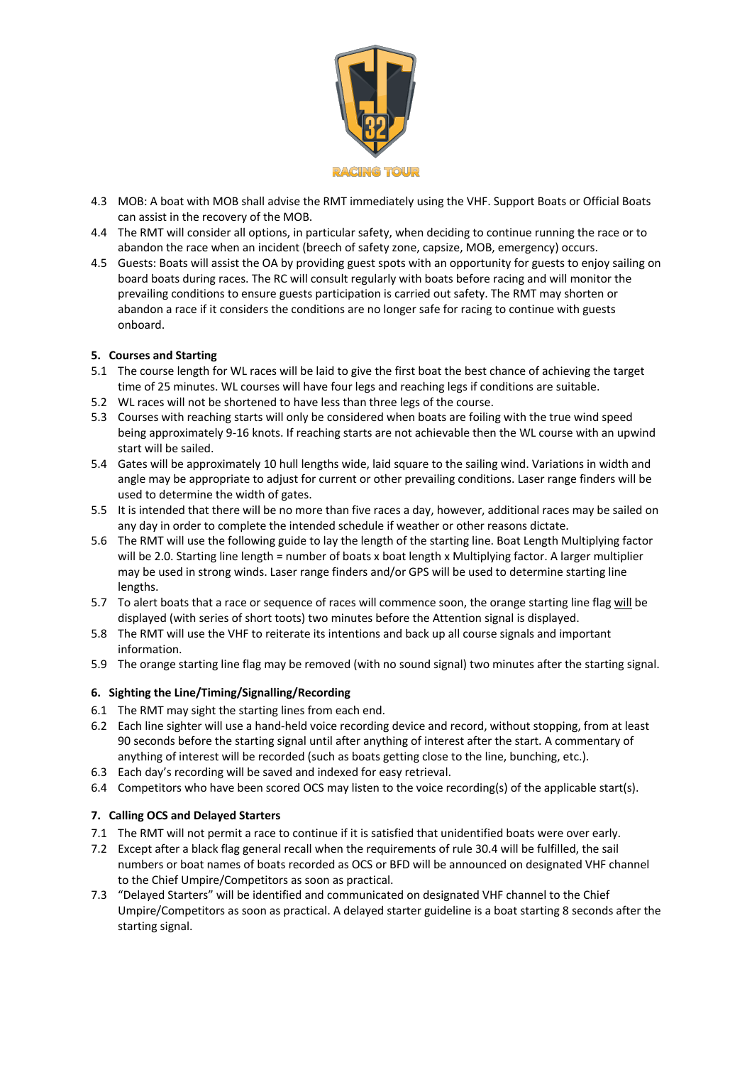4.3 MOB: A boat with MOB shall advise the RMT immediately using the VHF. Support Boats or Official Boats can assist in the recovery of the MOB.

4.4 The RMT will consider all options, in particular safety, when deciding to continue running the race or to abandon the race when an incident (breech of safety zone, capsize, MOB, emergency) occurs.

4.5 Guests: Boats will assist the OA by providing guest spots with an opportunity for guests to enjoy sailing on board boats during races. The RC will consult regularly with boats before racing and will monitor the prevailing conditions to ensure guests participation is carried out safety. The RMT may shorten or abandon a race if it considers the conditions are no longer safe for racing to continue with guests onboard.

## 5. Courses and Starting

5.1 The course length for WL races will be laid to give the first boat the best chance of achieving the target time of 25 minutes. WL courses will have four legs and reaching legs if conditions are suitable.

5.2 WL races will not be shortened to have less than three legs of the course.

5.3 Courses with reaching starts will only be considered when boats are foiling with the true wind speed being approximately 9-16 knots. If reaching starts are not achievable then the WL course with an upwind start will be sailed.

5.4 Gates will be approximately 10 hull lengths wide, laid square to the sailing wind. Variations in width and angle may be appropriate to adjust for current or other prevailing conditions. Laser range finders will be used to determine the width of gates.

5.5 It is intended that there will be no more than five races a day, however, additional races may be sailed on any day in order to complete the intended schedule if weather or other reasons dictate.

5.6 The RMT will use the following guide to lay the length of the starting line. Boat Length Multiplying factor will be 2.0. Starting line length = number of boats x boat length x Multiplying factor. A larger multiplier may be used in strong winds. Laser range finders and/or GPS will be used to determine starting line lengths.

5.7 To alert boats that a race or sequence of races will commence soon, the orange starting line flag will be displayed (with series of short toots) two minutes before the Attention signal is displayed.

5.8 The RMT will use the VHF to reiterate its intentions and back up all course signals and important information.

5.9 The orange starting line flag may be removed (with no sound signal) two minutes after the starting signal.

## 6. Sighting the Line/Timing/Signalling/Recording

6.1 The RMT may sight the starting lines from each end.

6.2 Each line sighter will use a hand-held voice recording device and record, without stopping, from at least 90 seconds before the starting signal until after anything of interest after the start. A commentary of anything of interest will be recorded (such as boats getting close to the line, bunching, etc.).

6.3 Each day's recording will be saved and indexed for easy retrieval.

6.4 Competitors who have been scored OCS may listen to the voice recording(s) of the applicable start(s).

## 7. Calling OCS and Delayed Starters

7.1 The RMT will not permit a race to continue if it is satisfied that unidentified boats were over early.

7.2 Except after a black flag general recall when the requirements of rule 30.4 will be fulfilled, the sail numbers or boat names of boats recorded as OCS or BFD will be announced on designated VHF channel to the Chief Umpire/Competitors as soon as practical.

7.3 "Delayed Starters" will be identified and communicated on designated VHF channel to the Chief Umpire/Competitors as soon as practical. A delayed starter guideline is a boat starting 8 seconds after the starting signal.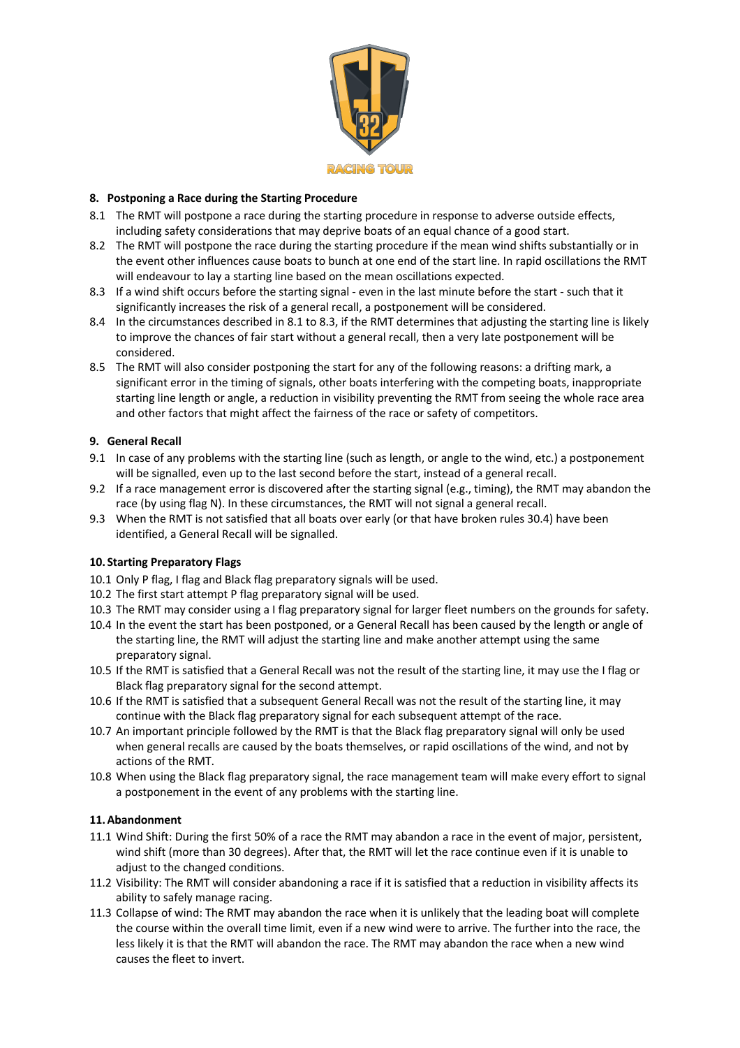## 8. Postponing a Race during the Starting Procedure

8.1 The RMT will postpone a race during the starting procedure in response to adverse outside effects, including safety considerations that may deprive boats of an equal chance of a good start.

8.2 The RMT will postpone the race during the starting procedure if the mean wind shifts substantially or in the event other influences cause boats to bunch at one end of the start line. In rapid oscillations the RMT will endeavour to lay a starting line based on the mean oscillations expected.

8.3 If a wind shift occurs before the starting signal - even in the last minute before the start - such that it significantly increases the risk of a general recall, a postponement will be considered.

8.4 In the circumstances described in 8.1 to 8.3, if the RMT determines that adjusting the starting line is likely to improve the chances of fair start without a general recall, then a very late postponement will be considered.

8.5 The RMT will also consider postponing the start for any of the following reasons: a drifting mark, a significant error in the timing of signals, other boats interfering with the competing boats, inappropriate starting line length or angle, a reduction in visibility preventing the RMT from seeing the whole race area and other factors that might affect the fairness of the race or safety of competitors.

## 9. General Recall

9.1 In case of any problems with the starting line (such as length, or angle to the wind, etc.) a postponement will be signalled, even up to the last second before the start, instead of a general recall.

9.2 If a race management error is discovered after the starting signal (e.g., timing), the RMT may abandon the race (by using flag N). In these circumstances, the RMT will not signal a general recall.

9.3 When the RMT is not satisfied that all boats over early (or that have broken rules 30.4) have been identified, a General Recall will be signalled.

## 10. Starting Preparatory Flags

10.1 Only P flag, I flag and Black flag preparatory signals will be used.

10.2 The first start attempt P flag preparatory signal will be used.

10.3 The RMT may consider using a I flag preparatory signal for larger fleet numbers on the grounds for safety.

10.4 In the event the start has been postponed, or a General Recall has been caused by the length or angle of the starting line, the RMT will adjust the starting line and make another attempt using the same preparatory signal.

10.5 If the RMT is satisfied that a General Recall was not the result of the starting line, it may use the I flag or Black flag preparatory signal for the second attempt.

10.6 If the RMT is satisfied that a subsequent General Recall was not the result of the starting line, it may continue with the Black flag preparatory signal for each subsequent attempt of the race.

10.7 An important principle followed by the RMT is that the Black flag preparatory signal will only be used when general recalls are caused by the boats themselves, or rapid oscillations of the wind, and not by actions of the RMT.

10.8 When using the Black flag preparatory signal, the race management team will make every effort to signal a postponement in the event of any problems with the starting line.

## 11. Abandonment

11.1 Wind Shift: During the first 50% of a race the RMT may abandon a race in the event of major, persistent, wind shift (more than 30 degrees). After that, the RMT will let the race continue even if it is unable to adjust to the changed conditions.

11.2 Visibility: The RMT will consider abandoning a race if it is satisfied that a reduction in visibility affects its ability to safely manage racing.

11.3 Collapse of wind: The RMT may abandon the race when it is unlikely that the leading boat will complete the course within the overall time limit, even if a new wind were to arrive. The further into the race, the less likely it is that the RMT will abandon the race. The RMT may abandon the race when a new wind causes the fleet to invert.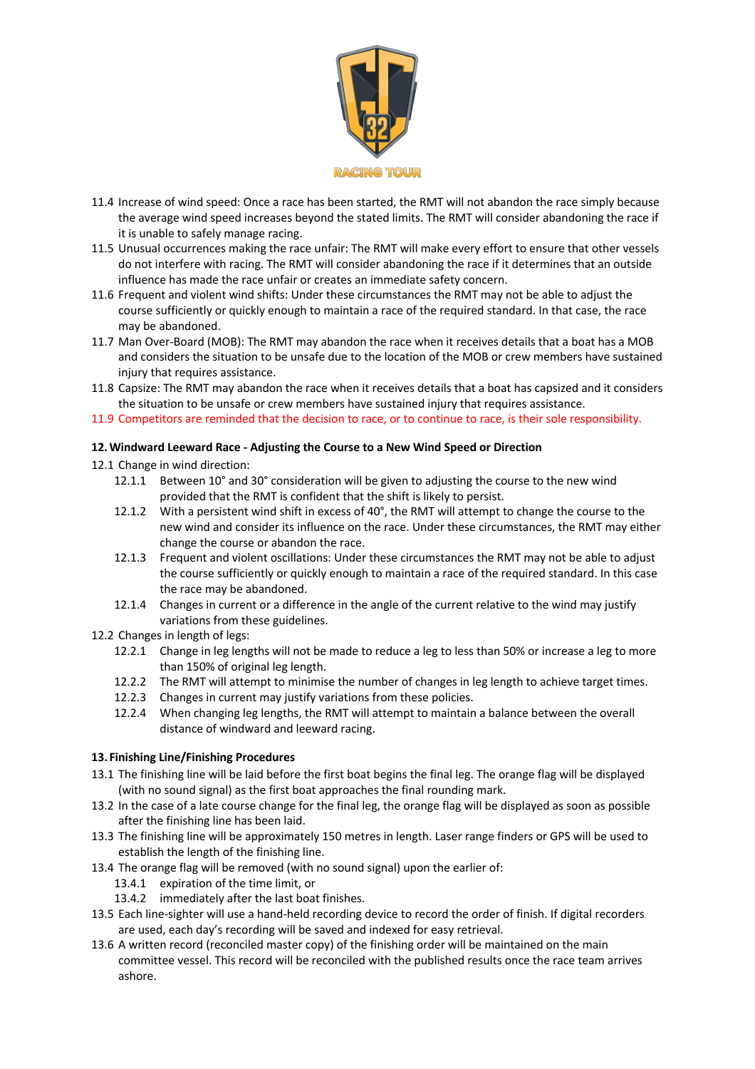11.4 Increase of wind speed: Once a race has been started, the RMT will not abandon the race simply because the average wind speed increases beyond the stated limits. The RMT will consider abandoning the race if it is unable to safely manage racing.

11.5 Unusual occurrences making the race unfair: The RMT will make every effort to ensure that other vessels do not interfere with racing. The RMT will consider abandoning the race if it determines that an outside influence has made the race unfair or creates an immediate safety concern.

11.6 Frequent and violent wind shifts: Under these circumstances the RMT may not be able to adjust the course sufficiently or quickly enough to maintain a race of the required standard. In that case, the race may be abandoned.

11.7 Man Over-Board (MOB): The RMT may abandon the race when it receives details that a boat has a MOB and considers the situation to be unsafe due to the location of the MOB or crew members have sustained injury that requires assistance.

11.8 Capsize: The RMT may abandon the race when it receives details that a boat has capsized and it considers the situation to be unsafe or crew members have sustained injury that requires assistance.

11.9 Competitors are reminded that the decision to race, or to continue to race, is their sole responsibility.

### 12. Windward Leeward Race - Adjusting the Course to a New Wind Speed or Direction

12.1 Change in wind direction:

- 12.1.1 Between 10° and 30° consideration will be given to adjusting the course to the new wind provided that the RMT is confident that the shift is likely to persist.
- 12.1.2 With a persistent wind shift in excess of 40°, the RMT will attempt to change the course to the new wind and consider its influence on the race. Under these circumstances, the RMT may either change the course or abandon the race.
- 12.1.3 Frequent and violent oscillations: Under these circumstances the RMT may not be able to adjust the course sufficiently or quickly enough to maintain a race of the required standard. In this case the race may be abandoned.
- 12.1.4 Changes in current or a difference in the angle of the current relative to the wind may justify variations from these guidelines.

12.2 Changes in length of legs:

- 12.2.1 Change in leg lengths will not be made to reduce a leg to less than 50% or increase a leg to more than 150% of original leg length.
- 12.2.2 The RMT will attempt to minimise the number of changes in leg length to achieve target times.
- 12.2.3 Changes in current may justify variations from these policies.
- 12.2.4 When changing leg lengths, the RMT will attempt to maintain a balance between the overall distance of windward and leeward racing.

### 13. Finishing Line/Finishing Procedures

13.1 The finishing line will be laid before the first boat begins the final leg. The orange flag will be displayed (with no sound signal) as the first boat approaches the final rounding mark.

13.2 In the case of a late course change for the final leg, the orange flag will be displayed as soon as possible after the finishing line has been laid.

13.3 The finishing line will be approximately 150 metres in length. Laser range finders or GPS will be used to establish the length of the finishing line.

13.4 The orange flag will be removed (with no sound signal) upon the earlier of:

- 13.4.1 expiration of the time limit, or
- 13.4.2 immediately after the last boat finishes.

13.5 Each line-sighter will use a hand-held recording device to record the order of finish. If digital recorders are used, each day's recording will be saved and indexed for easy retrieval.

13.6 A written record (reconciled master copy) of the finishing order will be maintained on the main committee vessel. This record will be reconciled with the published results once the race team arrives ashore.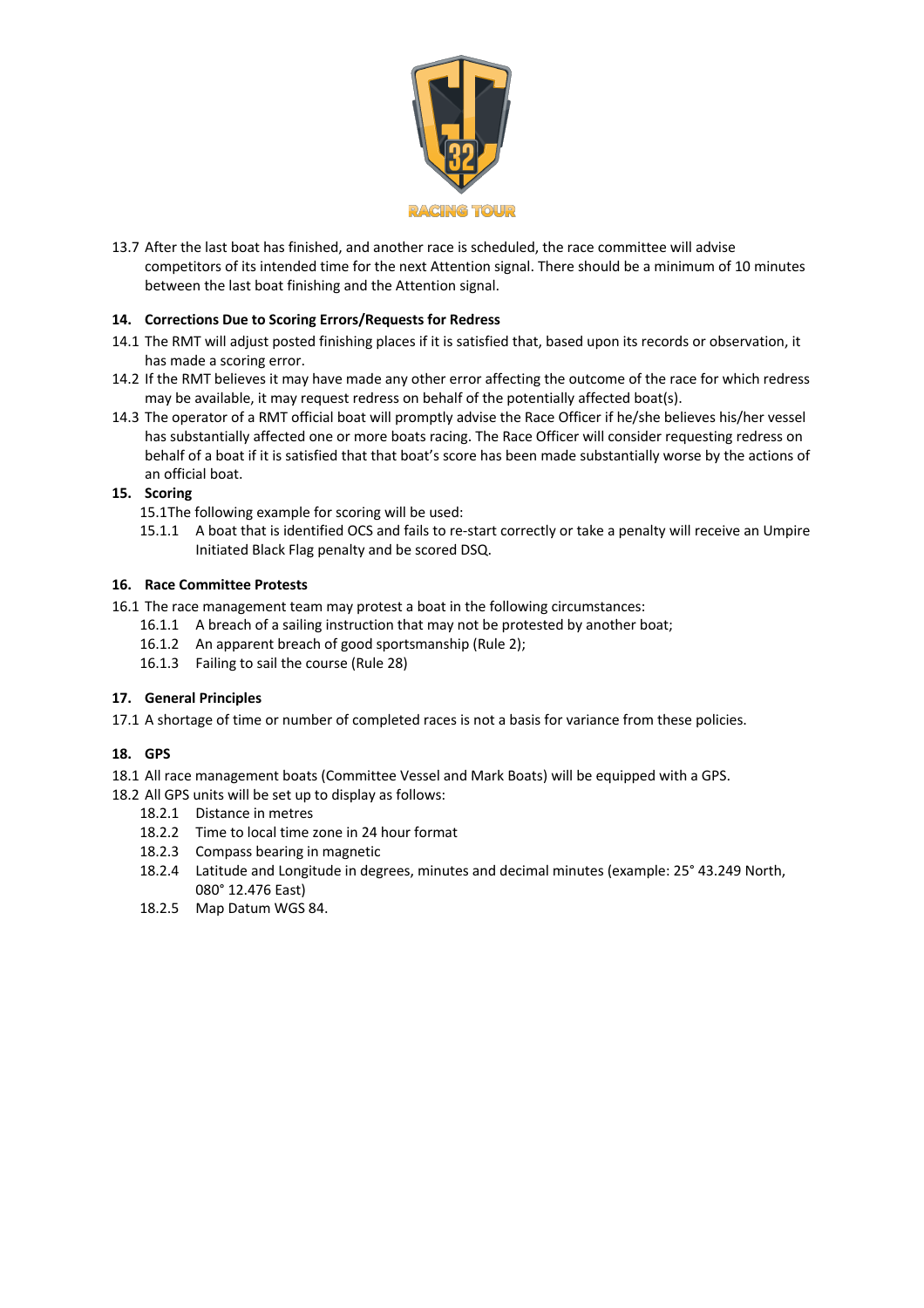13.7 After the last boat has finished, and another race is scheduled, the race committee will advise competitors of its intended time for the next Attention signal. There should be a minimum of 10 minutes between the last boat finishing and the Attention signal.

## 14. Corrections Due to Scoring Errors/Requests for Redress

14.1 The RMT will adjust posted finishing places if it is satisfied that, based upon its records or observation, it has made a scoring error.

14.2 If the RMT believes it may have made any other error affecting the outcome of the race for which redress may be available, it may request redress on behalf of the potentially affected boat(s).

14.3 The operator of a RMT official boat will promptly advise the Race Officer if he/she believes his/her vessel has substantially affected one or more boats racing. The Race Officer will consider requesting redress on behalf of a boat if it is satisfied that that boat's score has been made substantially worse by the actions of an official boat.

## 15. Scoring

15.1The following example for scoring will be used:

15.1.1 A boat that is identified OCS and fails to re-start correctly or take a penalty will receive an Umpire Initiated Black Flag penalty and be scored DSQ.

## 16. Race Committee Protests

16.1 The race management team may protest a boat in the following circumstances:

16.1.1 A breach of a sailing instruction that may not be protested by another boat;

16.1.2 An apparent breach of good sportsmanship (Rule 2);

16.1.3 Failing to sail the course (Rule 28)

## 17. General Principles

17.1 A shortage of time or number of completed races is not a basis for variance from these policies.

## 18. GPS

18.1 All race management boats (Committee Vessel and Mark Boats) will be equipped with a GPS.

18.2 All GPS units will be set up to display as follows:

18.2.1 Distance in metres

18.2.2 Time to local time zone in 24 hour format

18.2.3 Compass bearing in magnetic

18.2.4 Latitude and Longitude in degrees, minutes and decimal minutes (example: 25° 43.249 North, 080° 12.476 East)

18.2.5 Map Datum WGS 84.